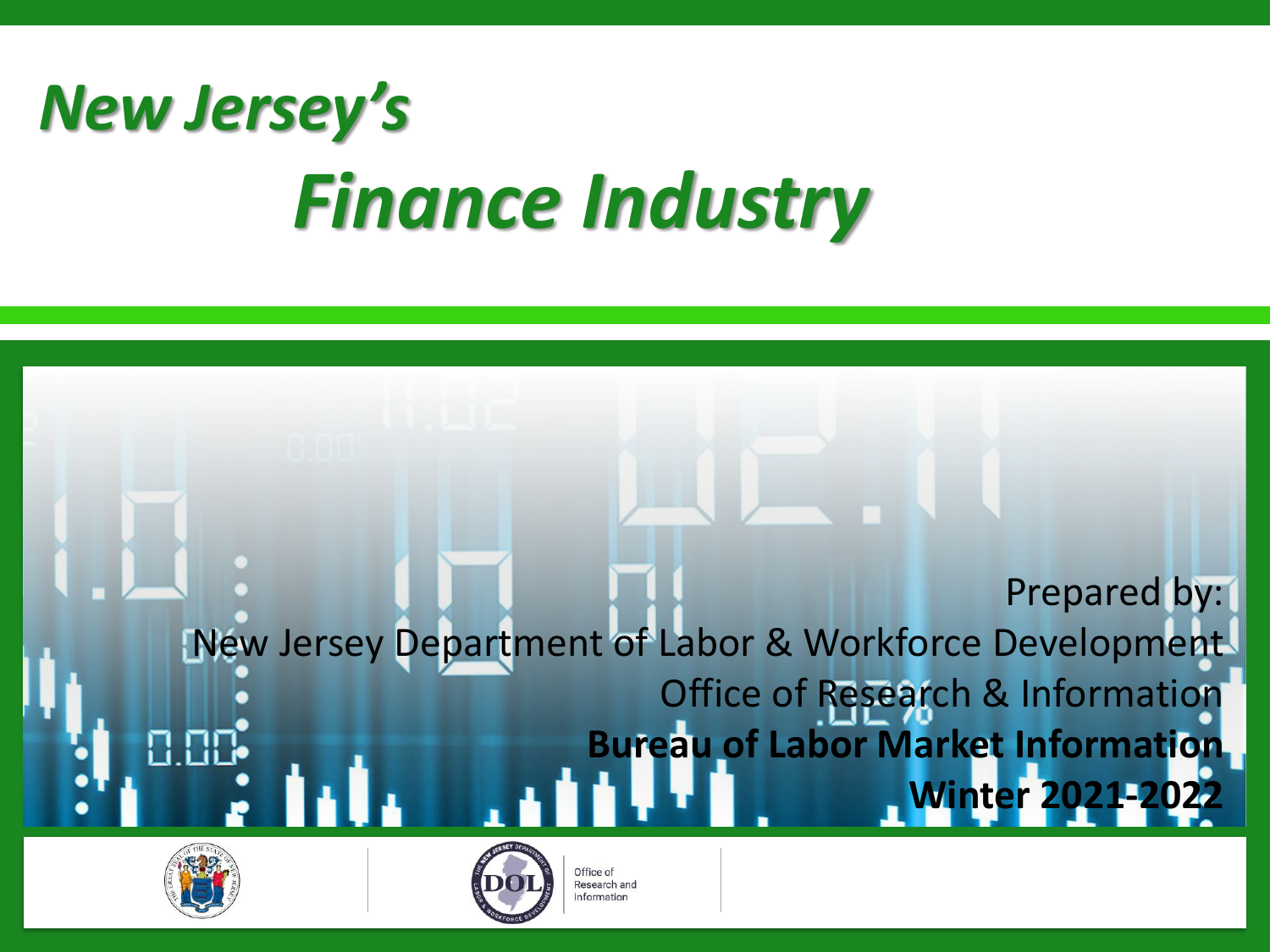# *New Jersey's*
# *Finance Industry*

Prepared by:

New Jersey Department of Labor & Workforce Development

Office of Research & Information

**Bureau of Labor Market Information**

**Winter 2021-2022**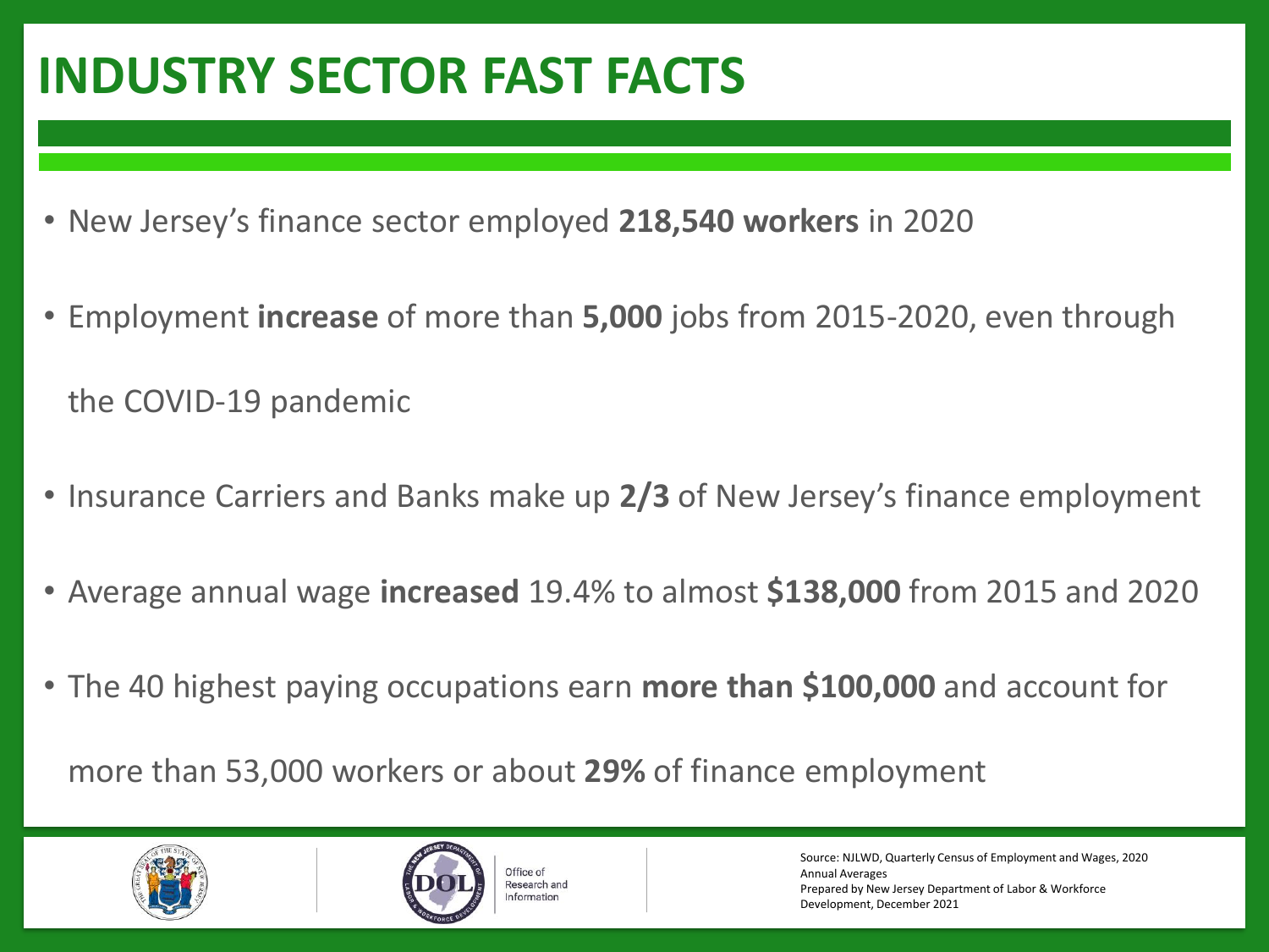# INDUSTRY SECTOR FAST FACTS

- New Jersey's finance sector employed **218,540 workers** in 2020
- Employment **increase** of more than **5,000** jobs from 2015-2020, even through the COVID-19 pandemic
- Insurance Carriers and Banks make up **2/3** of New Jersey's finance employment
- Average annual wage **increased** 19.4% to almost **$138,000** from 2015 and 2020
- The 40 highest paying occupations earn **more than $100,000** and account for more than 53,000 workers or about **29%** of finance employment

Office of Research and Information

Source: NJLWD, Quarterly Census of Employment and Wages, 2020 Annual Averages
Prepared by New Jersey Department of Labor & Workforce Development, December 2021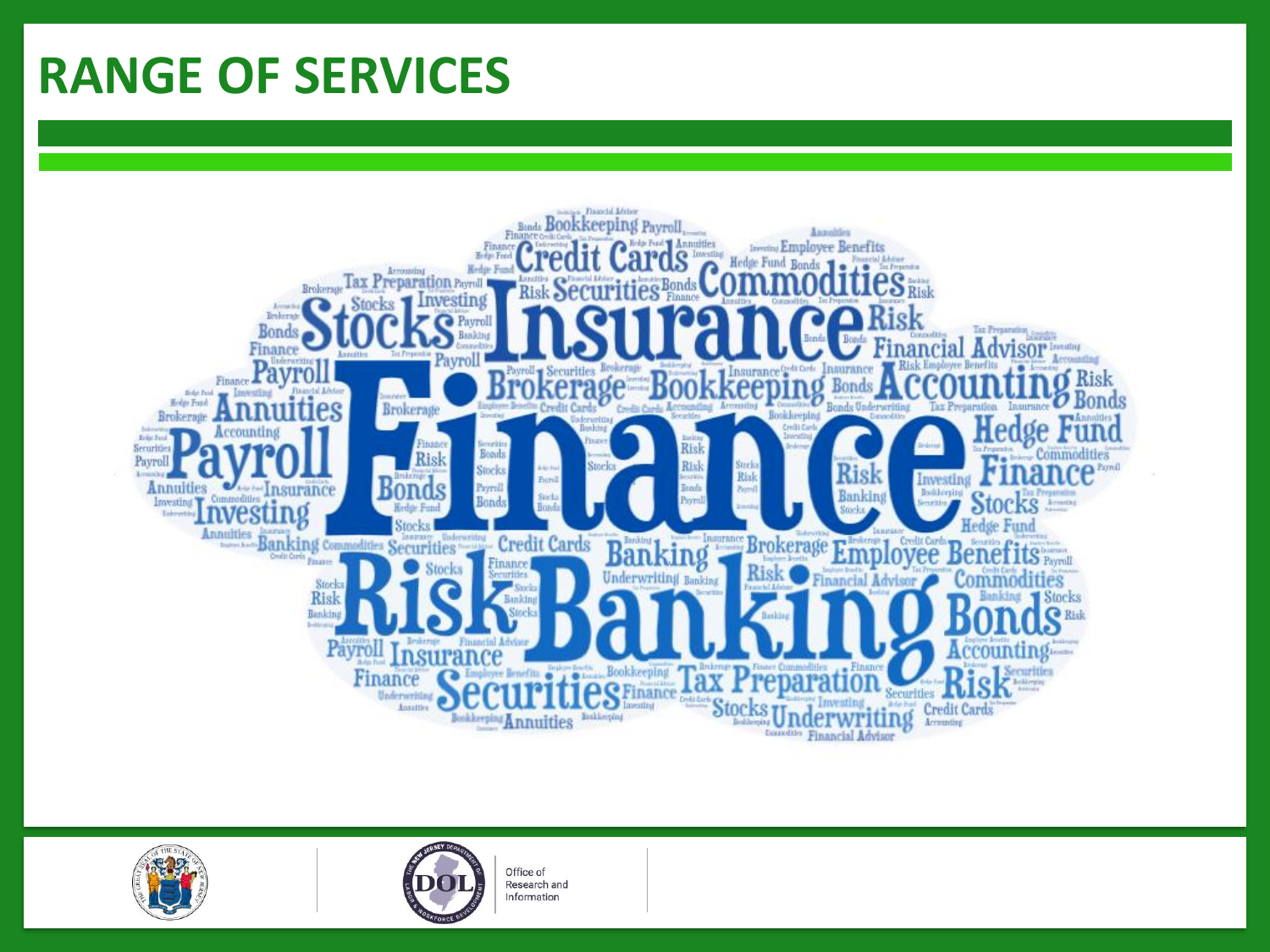# RANGE OF SERVICES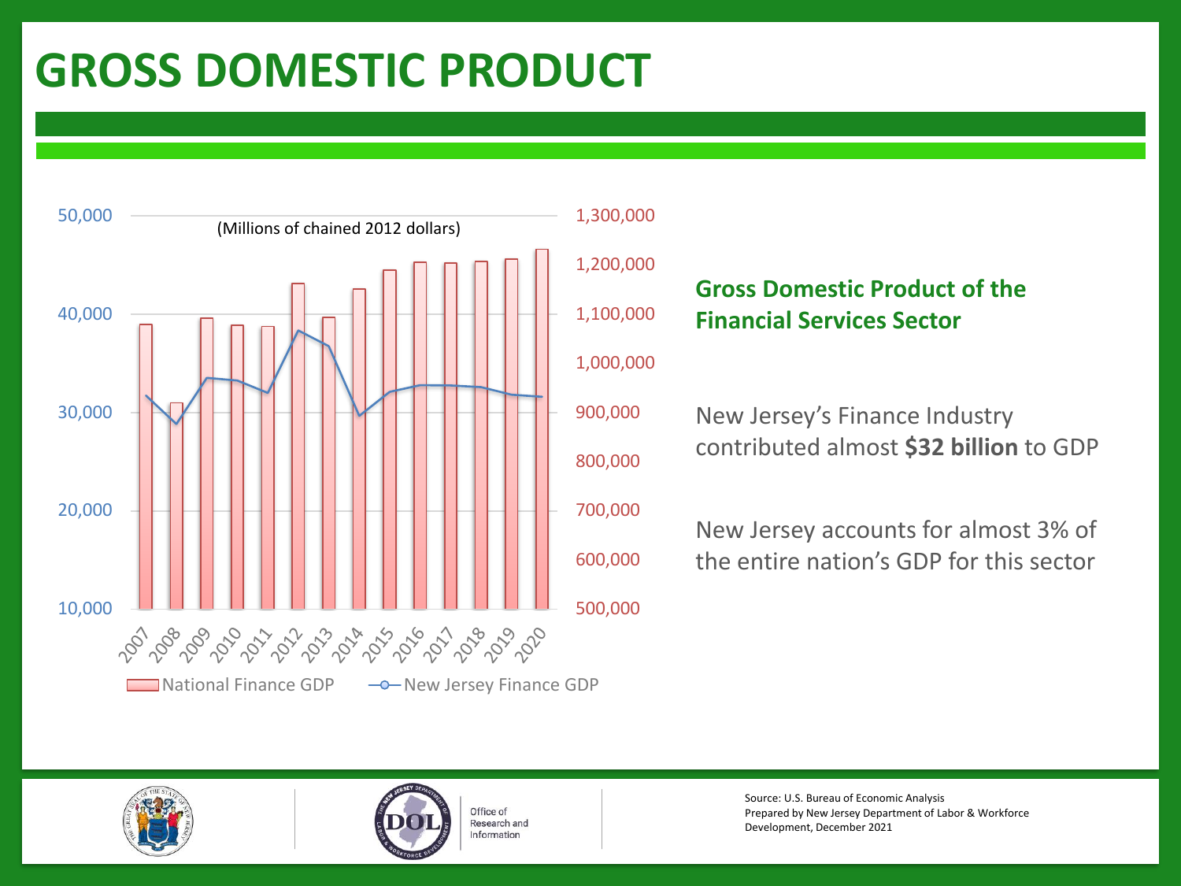# GROSS DOMESTIC PRODUCT

(Millions of chained 2012 dollars)

National Finance GDP — New Jersey Finance GDP

**Gross Domestic Product of the Financial Services Sector**

New Jersey's Finance Industry contributed almost **$32 billion** to GDP

New Jersey accounts for almost 3% of the entire nation's GDP for this sector

Source: U.S. Bureau of Economic Analysis
Prepared by New Jersey Department of Labor & Workforce Development, December 2021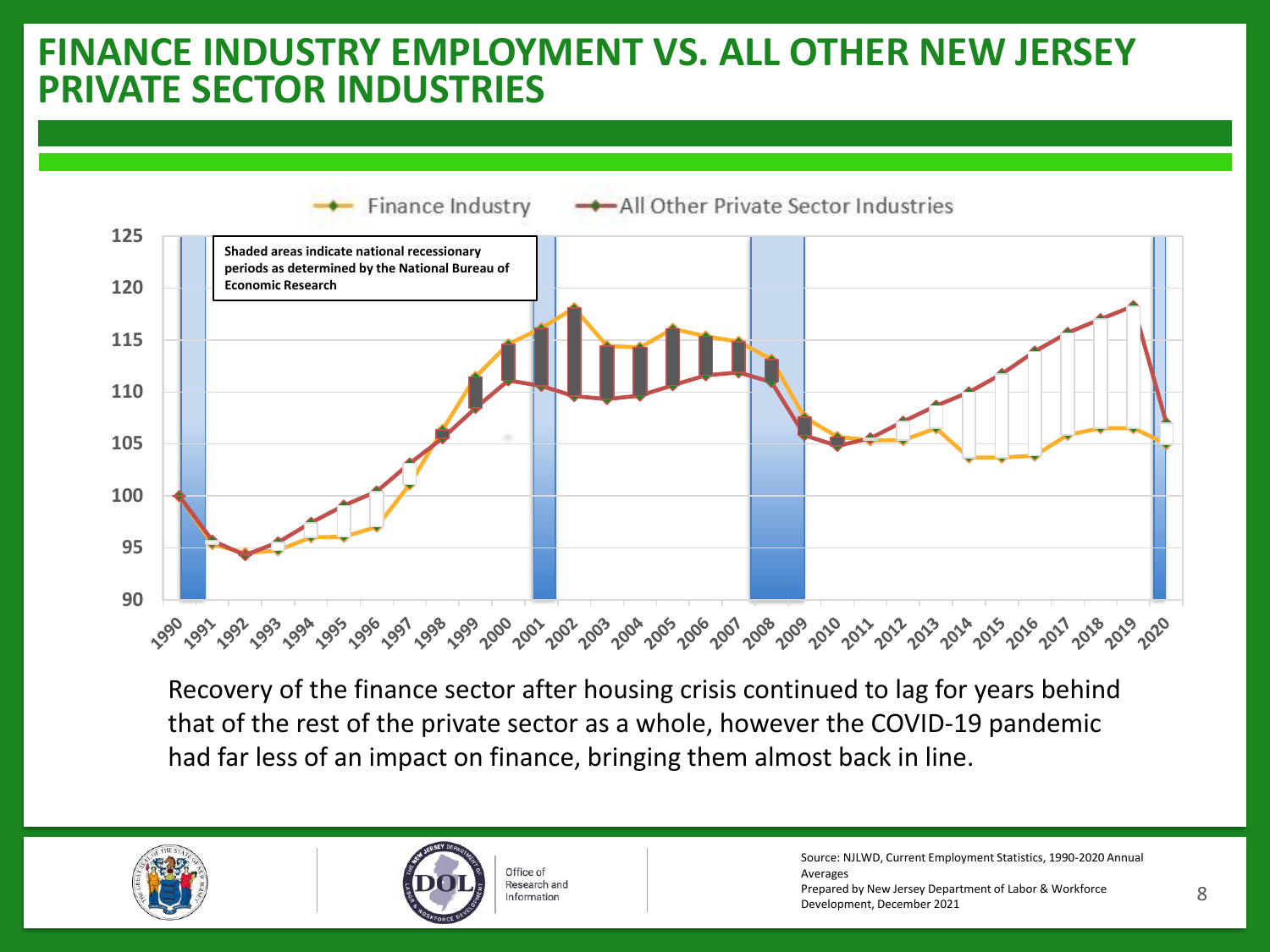# FINANCE INDUSTRY EMPLOYMENT VS. ALL OTHER NEW JERSEY PRIVATE SECTOR INDUSTRIES

Finance Industry — All Other Private Sector Industries

Shaded areas indicate national recessionary periods as determined by the National Bureau of Economic Research

Recovery of the finance sector after housing crisis continued to lag for years behind that of the rest of the private sector as a whole, however the COVID-19 pandemic had far less of an impact on finance, bringing them almost back in line.

Office of Research and Information

Source: NJLWD, Current Employment Statistics, 1990-2020 Annual Averages
Prepared by New Jersey Department of Labor & Workforce Development, December 2021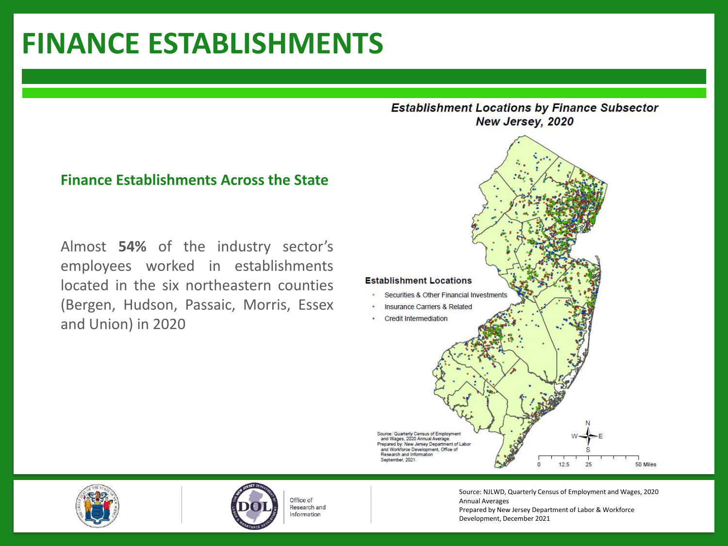# FINANCE ESTABLISHMENTS

### Finance Establishments Across the State

Almost **54%** of the industry sector's employees worked in establishments located in the six northeastern counties (Bergen, Hudson, Passaic, Morris, Essex and Union) in 2020

***Establishment Locations by Finance Subsector***
***New Jersey, 2020***

**Establishment Locations**

- Securities & Other Financial Investments
- Insurance Carriers & Related
- Credit Intermediation

Source: Quarterly Census of Employment and Wages, 2020 Annual Average.
Prepared by: New Jersey Department of Labor and Workforce Development, Office of Research and Information
September, 2021.

Office of Research and Information

Source: NJLWD, Quarterly Census of Employment and Wages, 2020 Annual Averages
Prepared by New Jersey Department of Labor & Workforce Development, December 2021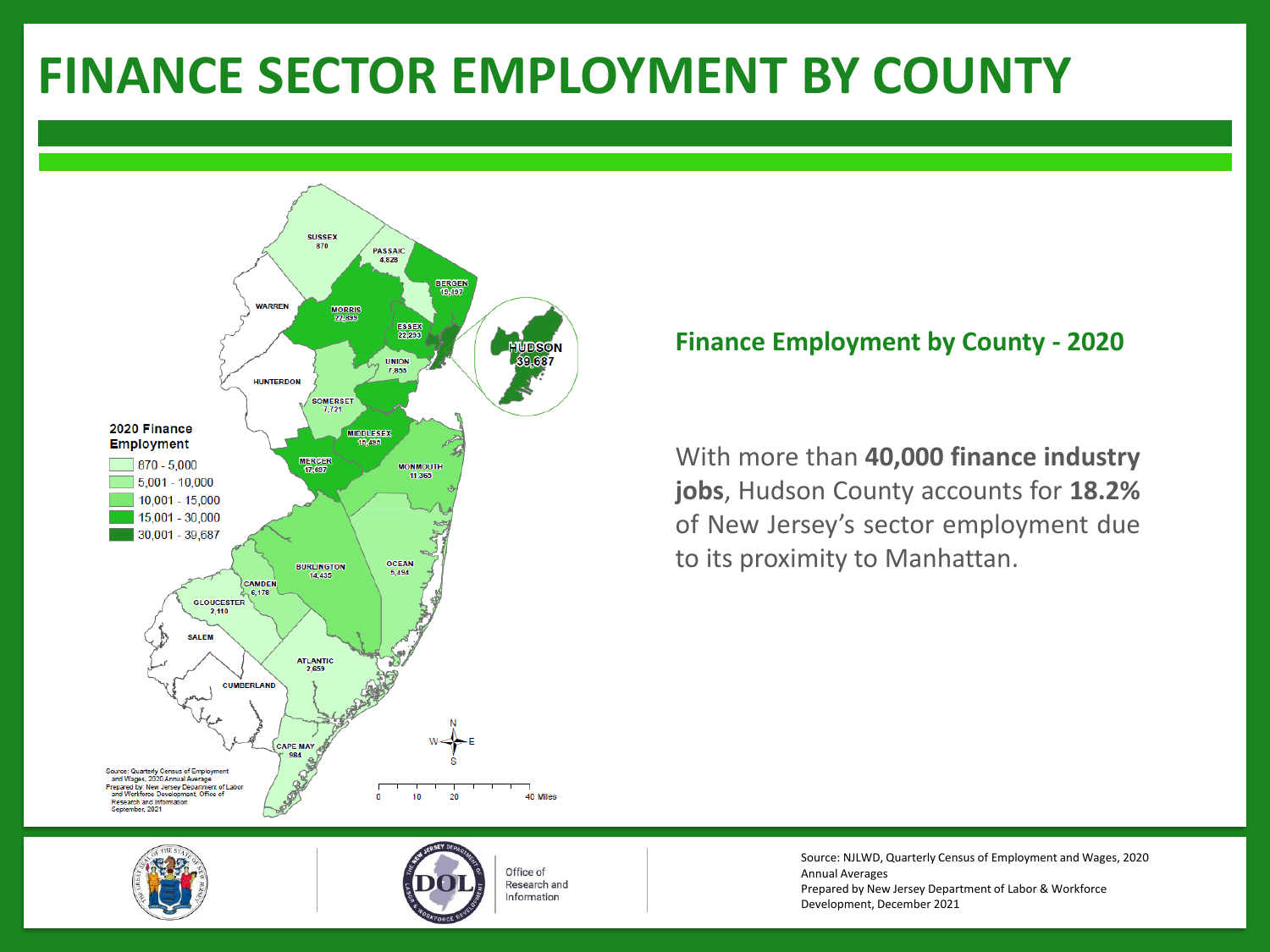# FINANCE SECTOR EMPLOYMENT BY COUNTY

**2020 Finance Employment**

- 870 - 5,000
- 5,001 - 10,000
- 10,001 - 15,000
- 15,001 - 30,000
- 30,001 - 39,687

SUSSEX 870
PASSAIC 4,828
BERGEN 19,497
WARREN
MORRIS 22,899
ESSEX 22,293
HUDSON 39,687
UNION 7,856
HUNTERDON
SOMERSET 7,721
MIDDLESEX 15,495
MERCER 17,687
MONMOUTH 11,365
BURLINGTON 14,435
OCEAN 5,494
CAMDEN 6,178
GLOUCESTER 2,110
SALEM
ATLANTIC 2,659
CUMBERLAND
CAPE MAY 984

0 10 20 40 Miles

Source: Quarterly Census of Employment and Wages, 2020 Annual Average
Prepared by: New Jersey Department of Labor and Workforce Development, Office of Research and Information
September, 2021

## Finance Employment by County - 2020

With more than **40,000 finance industry jobs**, Hudson County accounts for **18.2%** of New Jersey's sector employment due to its proximity to Manhattan.

Office of Research and Information

Source: NJLWD, Quarterly Census of Employment and Wages, 2020 Annual Averages
Prepared by New Jersey Department of Labor & Workforce Development, December 2021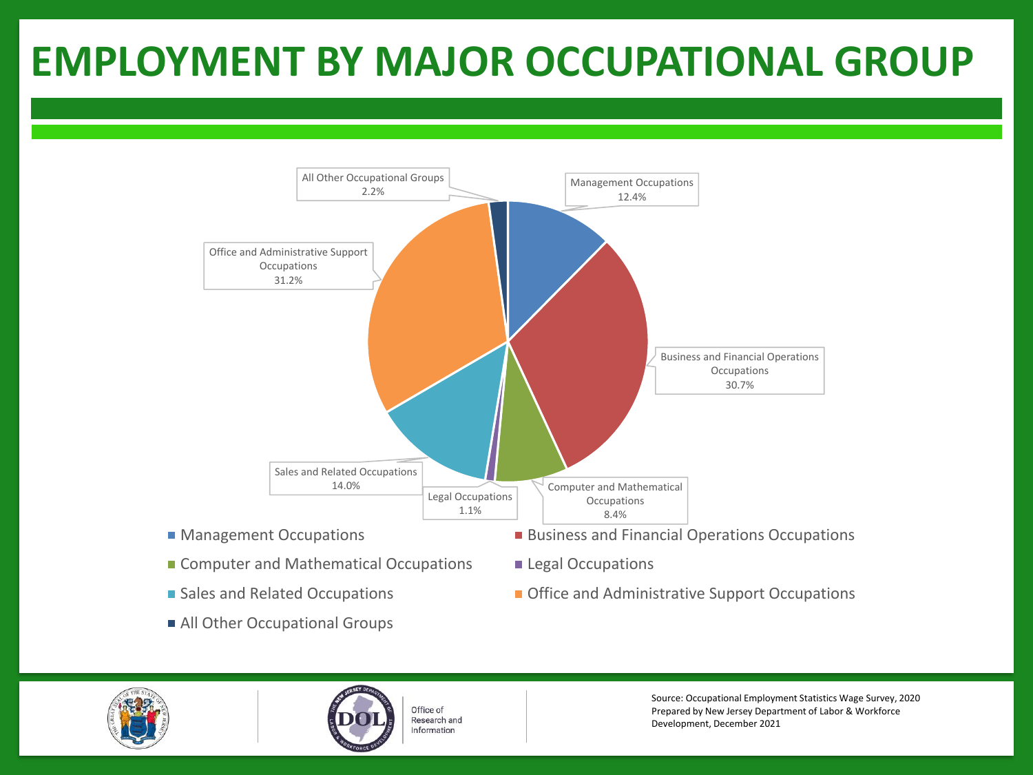# EMPLOYMENT BY MAJOR OCCUPATIONAL GROUP

| Occupational Group | Share |
|---|---|
| Management Occupations | 12.4% |
| Business and Financial Operations Occupations | 30.7% |
| Computer and Mathematical Occupations | 8.4% |
| Legal Occupations | 1.1% |
| Sales and Related Occupations | 14.0% |
| Office and Administrative Support Occupations | 31.2% |
| All Other Occupational Groups | 2.2% |

Office of Research and Information

Source: Occupational Employment Statistics Wage Survey, 2020
Prepared by New Jersey Department of Labor & Workforce Development, December 2021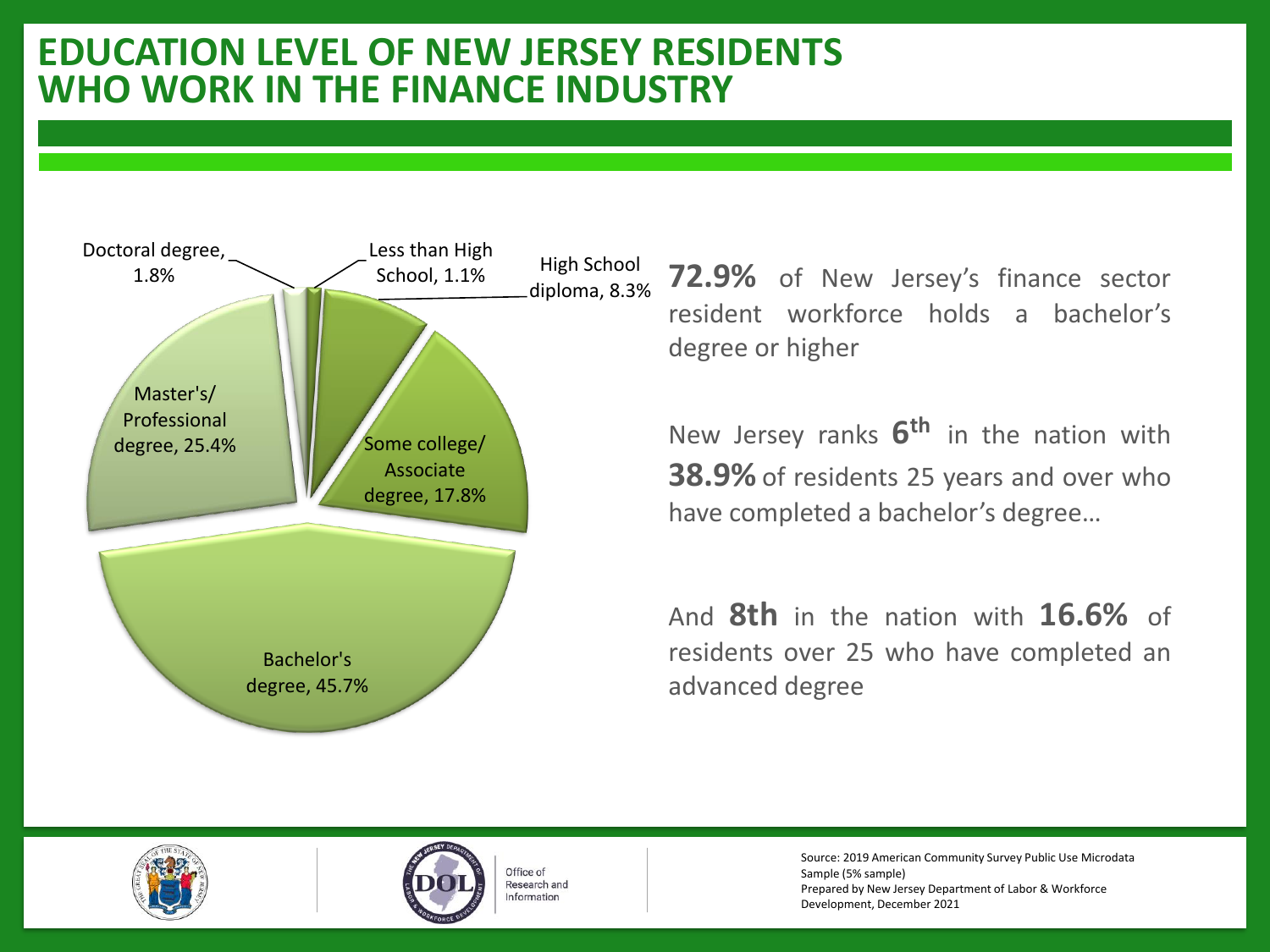# EDUCATION LEVEL OF NEW JERSEY RESIDENTS WHO WORK IN THE FINANCE INDUSTRY

| Education level | Share |
|---|---|
| Less than High School | 1.1% |
| High School diploma | 8.3% |
| Some college/ Associate degree | 17.8% |
| Bachelor's degree | 45.7% |
| Master's/ Professional degree | 25.4% |
| Doctoral degree | 1.8% |

**72.9%** of New Jersey's finance sector resident workforce holds a bachelor's degree or higher

New Jersey ranks **6th** in the nation with **38.9%** of residents 25 years and over who have completed a bachelor's degree…

And **8th** in the nation with **16.6%** of residents over 25 who have completed an advanced degree

Office of Research and Information

Source: 2019 American Community Survey Public Use Microdata Sample (5% sample)
Prepared by New Jersey Department of Labor & Workforce Development, December 2021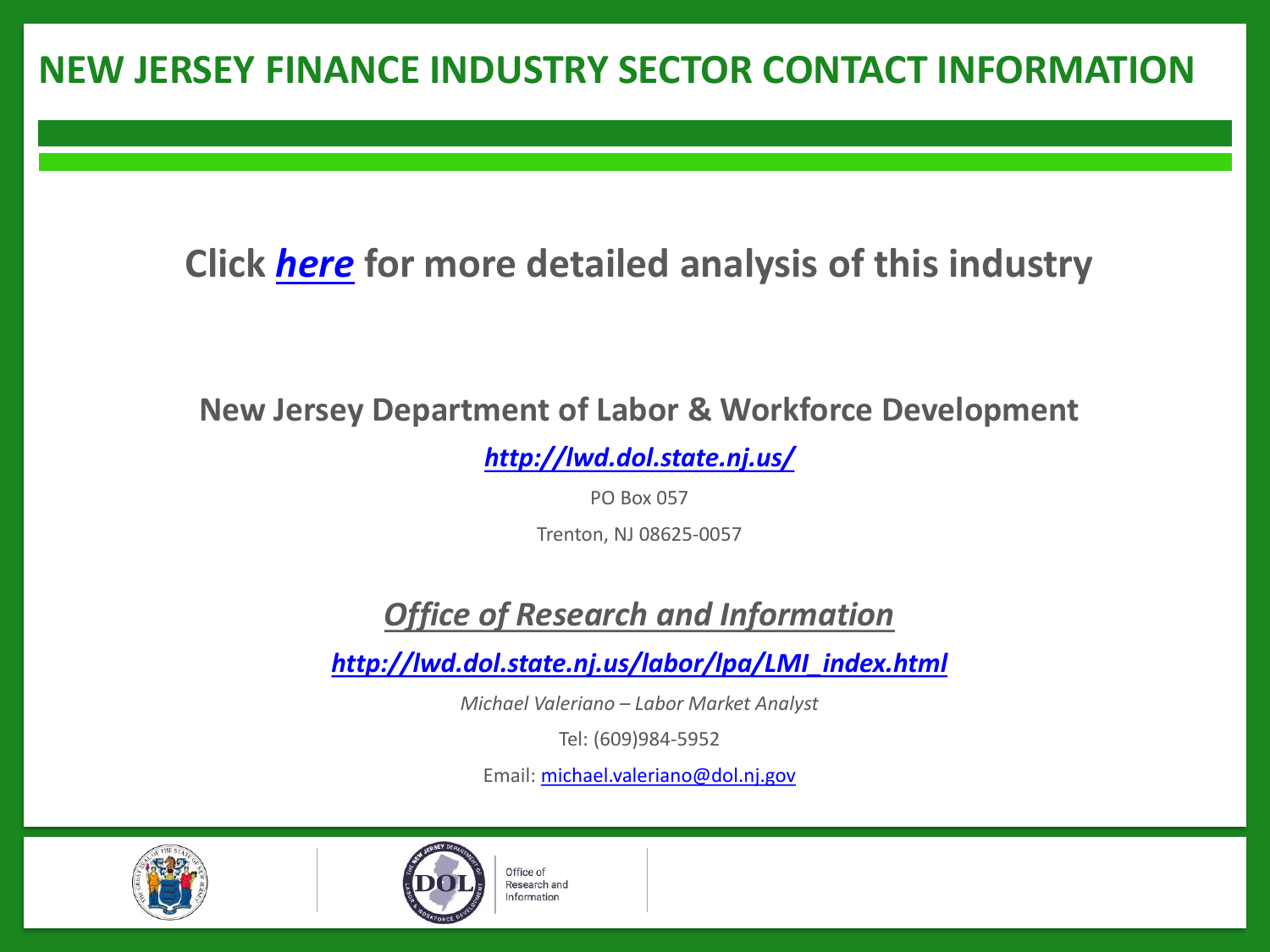# NEW JERSEY FINANCE INDUSTRY SECTOR CONTACT INFORMATION

## Click *here* for more detailed analysis of this industry

**New Jersey Department of Labor & Workforce Development**

***http://lwd.dol.state.nj.us/***

PO Box 057

Trenton, NJ 08625-0057

***Office of Research and Information***

***http://lwd.dol.state.nj.us/labor/lpa/LMI_index.html***

*Michael Valeriano – Labor Market Analyst*

Tel: (609)984-5952

Email: michael.valeriano@dol.nj.gov

Office of Research and Information